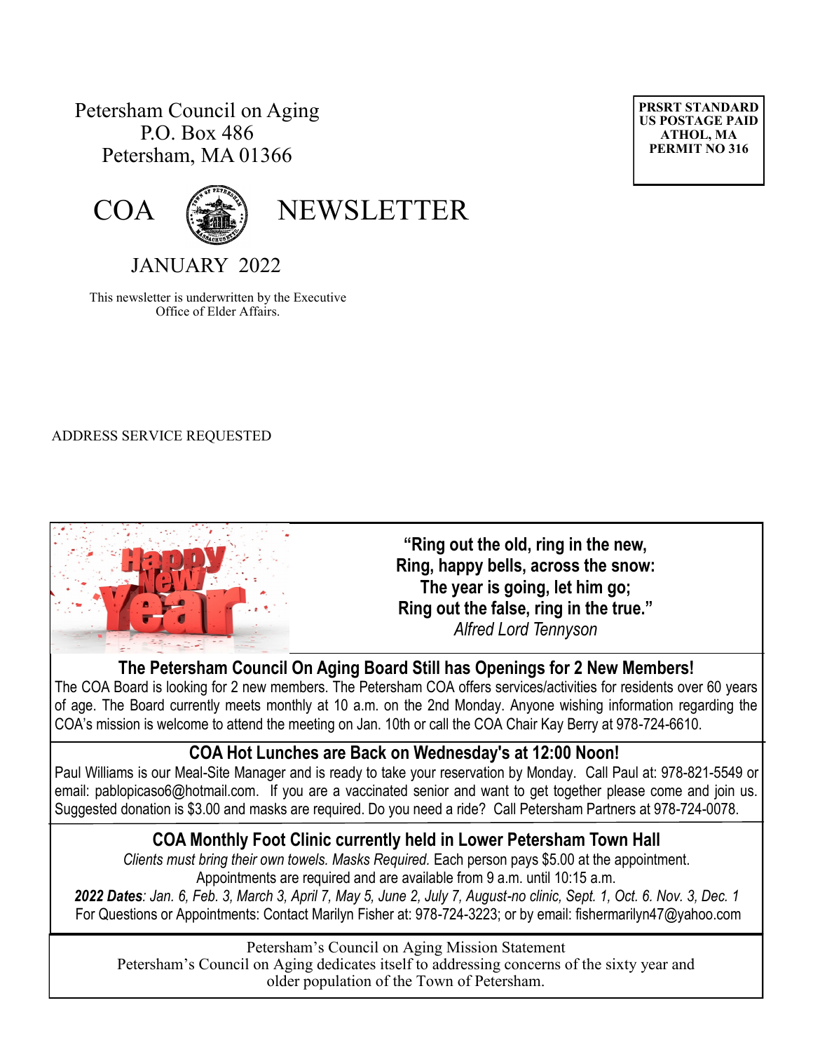Petersham Council on Aging
P.O. Box 486
Petersham, MA 01366

PRSRT STANDARD
US POSTAGE PAID
ATHOL, MA
PERMIT NO 316

# COA NEWSLETTER

## JANUARY 2022

This newsletter is underwritten by the Executive Office of Elder Affairs.

ADDRESS SERVICE REQUESTED

**"Ring out the old, ring in the new,**
**Ring, happy bells, across the snow:**
**The year is going, let him go;**
**Ring out the false, ring in the true."**
*Alfred Lord Tennyson*

### The Petersham Council On Aging Board Still has Openings for 2 New Members!

The COA Board is looking for 2 new members. The Petersham COA offers services/activities for residents over 60 years of age. The Board currently meets monthly at 10 a.m. on the 2nd Monday. Anyone wishing information regarding the COA's mission is welcome to attend the meeting on Jan. 10th or call the COA Chair Kay Berry at 978-724-6610.

### COA Hot Lunches are Back on Wednesday's at 12:00 Noon!

Paul Williams is our Meal-Site Manager and is ready to take your reservation by Monday. Call Paul at: 978-821-5549 or email: pablopicaso6@hotmail.com. If you are a vaccinated senior and want to get together please come and join us. Suggested donation is $3.00 and masks are required. Do you need a ride? Call Petersham Partners at 978-724-0078.

### COA Monthly Foot Clinic currently held in Lower Petersham Town Hall

*Clients must bring their own towels. Masks Required.* Each person pays $5.00 at the appointment.
Appointments are required and are available from 9 a.m. until 10:15 a.m.
***2022 Dates****: Jan. 6, Feb. 3, March 3, April 7, May 5, June 2, July 7, August-no clinic, Sept. 1, Oct. 6. Nov. 3, Dec. 1*
For Questions or Appointments: Contact Marilyn Fisher at: 978-724-3223; or by email: fishermarilyn47@yahoo.com

Petersham's Council on Aging Mission Statement
Petersham's Council on Aging dedicates itself to addressing concerns of the sixty year and older population of the Town of Petersham.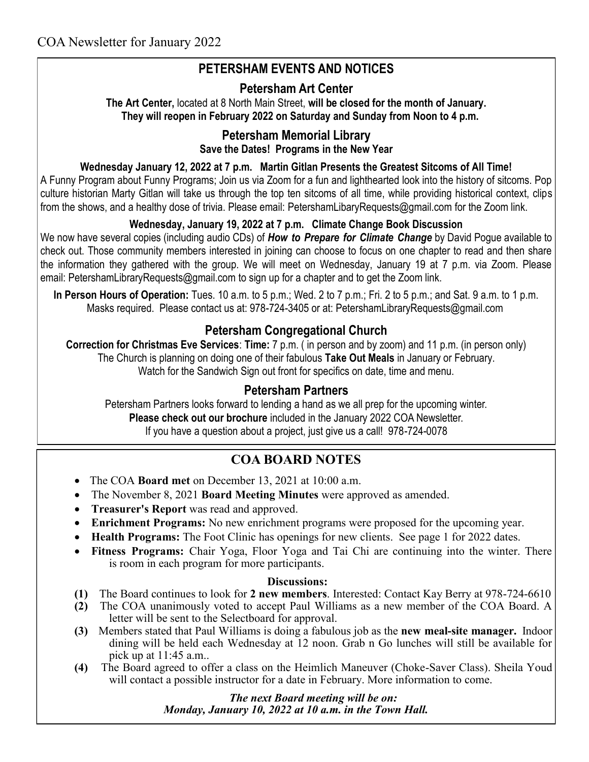## PETERSHAM EVENTS AND NOTICES

### Petersham Art Center

**The Art Center,** located at 8 North Main Street, **will be closed for the month of January. They will reopen in February 2022 on Saturday and Sunday from Noon to 4 p.m.**

### Petersham Memorial Library

**Save the Dates! Programs in the New Year**

**Wednesday January 12, 2022 at 7 p.m. Martin Gitlan Presents the Greatest Sitcoms of All Time!**

A Funny Program about Funny Programs; Join us via Zoom for a fun and lighthearted look into the history of sitcoms. Pop culture historian Marty Gitlan will take us through the top ten sitcoms of all time, while providing historical context, clips from the shows, and a healthy dose of trivia. Please email: PetershamLibaryRequests@gmail.com for the Zoom link.

**Wednesday, January 19, 2022 at 7 p.m. Climate Change Book Discussion**

We now have several copies (including audio CDs) of ***How to Prepare for Climate Change*** by David Pogue available to check out. Those community members interested in joining can choose to focus on one chapter to read and then share the information they gathered with the group. We will meet on Wednesday, January 19 at 7 p.m. via Zoom. Please email: PetershamLibraryRequests@gmail.com to sign up for a chapter and to get the Zoom link.

**In Person Hours of Operation:** Tues. 10 a.m. to 5 p.m.; Wed. 2 to 7 p.m.; Fri. 2 to 5 p.m.; and Sat. 9 a.m. to 1 p.m. Masks required. Please contact us at: 978-724-3405 or at: PetershamLibraryRequests@gmail.com

### Petersham Congregational Church

**Correction for Christmas Eve Services**: **Time:** 7 p.m. ( in person and by zoom) and 11 p.m. (in person only)

The Church is planning on doing one of their fabulous **Take Out Meals** in January or February.

Watch for the Sandwich Sign out front for specifics on date, time and menu.

### Petersham Partners

Petersham Partners looks forward to lending a hand as we all prep for the upcoming winter.

**Please check out our brochure** included in the January 2022 COA Newsletter.

If you have a question about a project, just give us a call! 978-724-0078

## COA BOARD NOTES

- The COA **Board met** on December 13, 2021 at 10:00 a.m.
- The November 8, 2021 **Board Meeting Minutes** were approved as amended.
- **Treasurer's Report** was read and approved.
- **Enrichment Programs:** No new enrichment programs were proposed for the upcoming year.
- **Health Programs:** The Foot Clinic has openings for new clients. See page 1 for 2022 dates.
- **Fitness Programs:** Chair Yoga, Floor Yoga and Tai Chi are continuing into the winter. There is room in each program for more participants.

**Discussions:**

**(1)** The Board continues to look for **2 new members**. Interested: Contact Kay Berry at 978-724-6610

**(2)** The COA unanimously voted to accept Paul Williams as a new member of the COA Board. A letter will be sent to the Selectboard for approval.

**(3)** Members stated that Paul Williams is doing a fabulous job as the **new meal-site manager.** Indoor dining will be held each Wednesday at 12 noon. Grab n Go lunches will still be available for pick up at 11:45 a.m..

**(4)** The Board agreed to offer a class on the Heimlich Maneuver (Choke-Saver Class). Sheila Youd will contact a possible instructor for a date in February. More information to come.

***The next Board meeting will be on: Monday, January 10, 2022 at 10 a.m. in the Town Hall.***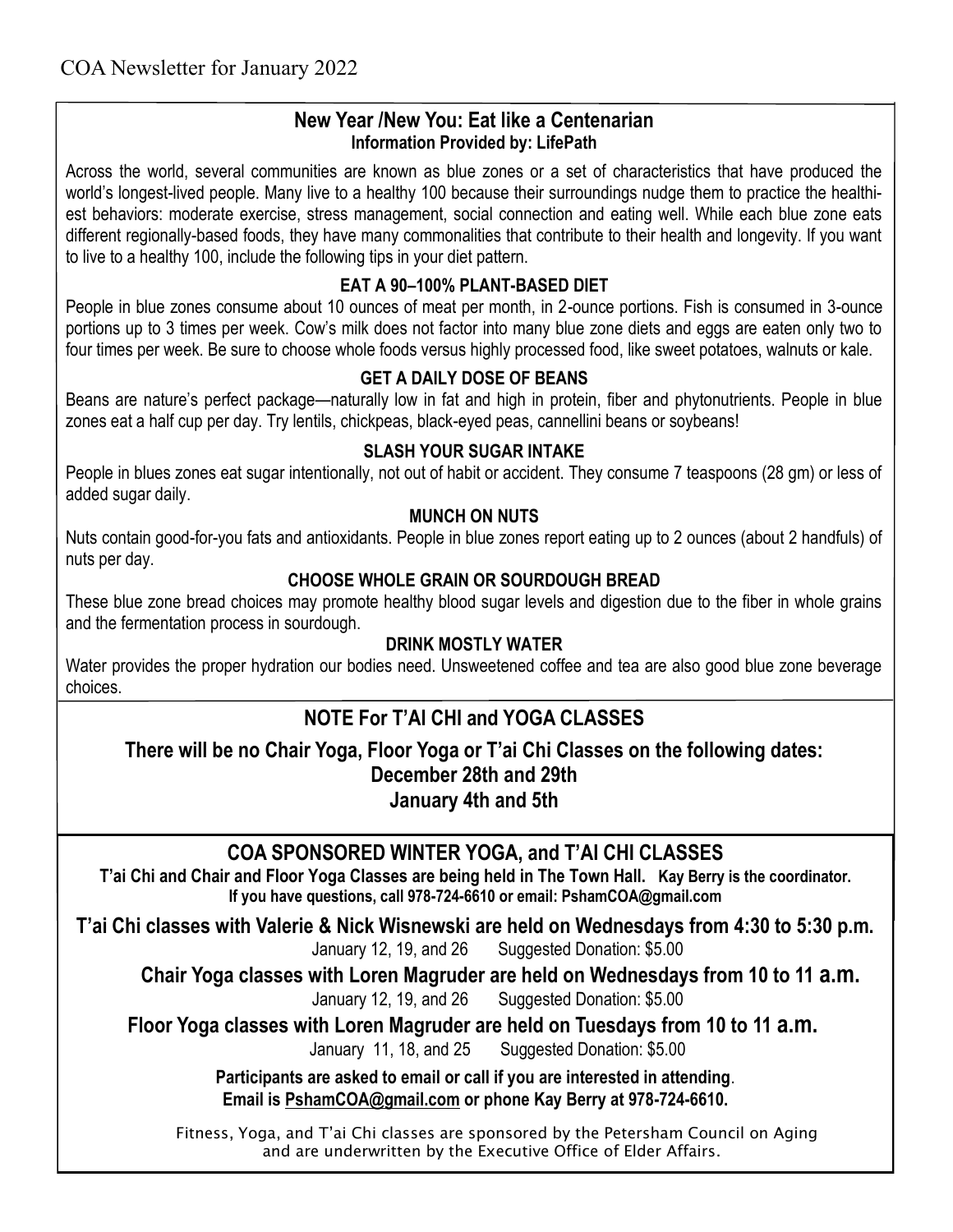COA Newsletter for January 2022

## New Year /New You: Eat like a Centenarian

**Information Provided by: LifePath**

Across the world, several communities are known as blue zones or a set of characteristics that have produced the world's longest-lived people. Many live to a healthy 100 because their surroundings nudge them to practice the healthiest behaviors: moderate exercise, stress management, social connection and eating well. While each blue zone eats different regionally-based foods, they have many commonalities that contribute to their health and longevity. If you want to live to a healthy 100, include the following tips in your diet pattern.

### EAT A 90–100% PLANT-BASED DIET

People in blue zones consume about 10 ounces of meat per month, in 2-ounce portions. Fish is consumed in 3-ounce portions up to 3 times per week. Cow's milk does not factor into many blue zone diets and eggs are eaten only two to four times per week. Be sure to choose whole foods versus highly processed food, like sweet potatoes, walnuts or kale.

### GET A DAILY DOSE OF BEANS

Beans are nature's perfect package—naturally low in fat and high in protein, fiber and phytonutrients. People in blue zones eat a half cup per day. Try lentils, chickpeas, black-eyed peas, cannellini beans or soybeans!

### SLASH YOUR SUGAR INTAKE

People in blues zones eat sugar intentionally, not out of habit or accident. They consume 7 teaspoons (28 gm) or less of added sugar daily.

### MUNCH ON NUTS

Nuts contain good-for-you fats and antioxidants. People in blue zones report eating up to 2 ounces (about 2 handfuls) of nuts per day.

### CHOOSE WHOLE GRAIN OR SOURDOUGH BREAD

These blue zone bread choices may promote healthy blood sugar levels and digestion due to the fiber in whole grains and the fermentation process in sourdough.

### DRINK MOSTLY WATER

Water provides the proper hydration our bodies need. Unsweetened coffee and tea are also good blue zone beverage choices.

## NOTE For T'AI CHI and YOGA CLASSES

**There will be no Chair Yoga, Floor Yoga or T'ai Chi Classes on the following dates:**
**December 28th and 29th**
**January 4th and 5th**

## COA SPONSORED WINTER YOGA, and T'AI CHI CLASSES

**T'ai Chi and Chair and Floor Yoga Classes are being held in The Town Hall. Kay Berry is the coordinator.**
**If you have questions, call 978-724-6610 or email: PshamCOA@gmail.com**

**T'ai Chi classes with Valerie & Nick Wisnewski are held on Wednesdays from 4:30 to 5:30 p.m.**
January 12, 19, and 26 Suggested Donation: $5.00

**Chair Yoga classes with Loren Magruder are held on Wednesdays from 10 to 11 a.m.**
January 12, 19, and 26 Suggested Donation: $5.00

**Floor Yoga classes with Loren Magruder are held on Tuesdays from 10 to 11 a.m.**
January 11, 18, and 25 Suggested Donation: $5.00

**Participants are asked to email or call if you are interested in attending.**
**Email is PshamCOA@gmail.com or phone Kay Berry at 978-724-6610.**

Fitness, Yoga, and T'ai Chi classes are sponsored by the Petersham Council on Aging and are underwritten by the Executive Office of Elder Affairs.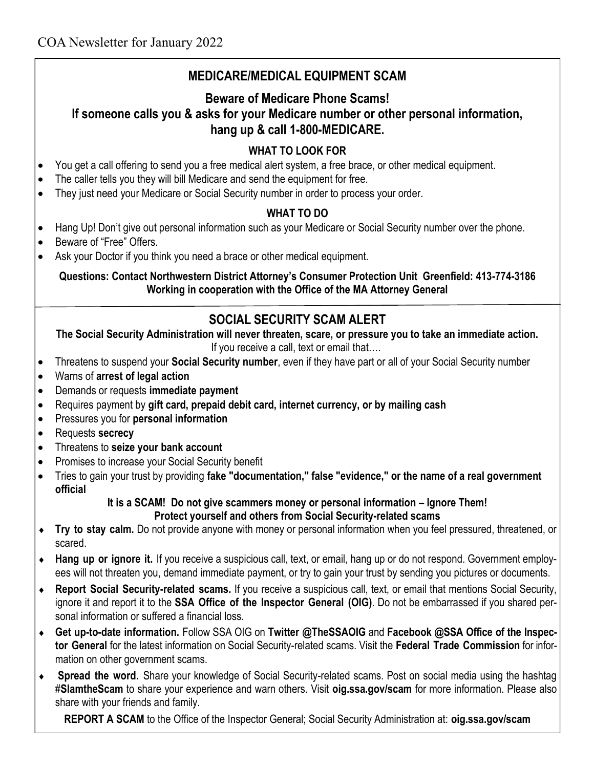## MEDICARE/MEDICAL EQUIPMENT SCAM

### Beware of Medicare Phone Scams!
### If someone calls you & asks for your Medicare number or other personal information, hang up & call 1-800-MEDICARE.

**WHAT TO LOOK FOR**

- You get a call offering to send you a free medical alert system, a free brace, or other medical equipment.
- The caller tells you they will bill Medicare and send the equipment for free.
- They just need your Medicare or Social Security number in order to process your order.

**WHAT TO DO**

- Hang Up! Don't give out personal information such as your Medicare or Social Security number over the phone.
- Beware of "Free" Offers.
- Ask your Doctor if you think you need a brace or other medical equipment.

**Questions: Contact Northwestern District Attorney's Consumer Protection Unit Greenfield: 413-774-3186**
**Working in cooperation with the Office of the MA Attorney General**

## SOCIAL SECURITY SCAM ALERT

**The Social Security Administration will never threaten, scare, or pressure you to take an immediate action.**

If you receive a call, text or email that….

- Threatens to suspend your **Social Security number**, even if they have part or all of your Social Security number
- Warns of **arrest of legal action**
- Demands or requests **immediate payment**
- Requires payment by **gift card, prepaid debit card, internet currency, or by mailing cash**
- Pressures you for **personal information**
- Requests **secrecy**
- Threatens to **seize your bank account**
- Promises to increase your Social Security benefit
- Tries to gain your trust by providing **fake "documentation," false "evidence," or the name of a real government official**

**It is a SCAM! Do not give scammers money or personal information – Ignore Them!**
**Protect yourself and others from Social Security-related scams**

- **Try to stay calm.** Do not provide anyone with money or personal information when you feel pressured, threatened, or scared.
- **Hang up or ignore it.** If you receive a suspicious call, text, or email, hang up or do not respond. Government employees will not threaten you, demand immediate payment, or try to gain your trust by sending you pictures or documents.
- **Report Social Security-related scams.** If you receive a suspicious call, text, or email that mentions Social Security, ignore it and report it to the **SSA Office of the Inspector General (OIG)**. Do not be embarrassed if you shared personal information or suffered a financial loss.
- **Get up-to-date information.** Follow SSA OIG on **Twitter @TheSSAOIG** and **Facebook @SSA Office of the Inspector General** for the latest information on Social Security-related scams. Visit the **Federal Trade Commission** for information on other government scams.
- **Spread the word.** Share your knowledge of Social Security-related scams. Post on social media using the hashtag **#SlamtheScam** to share your experience and warn others. Visit **oig.ssa.gov/scam** for more information. Please also share with your friends and family.

**REPORT A SCAM** to the Office of the Inspector General; Social Security Administration at: **oig.ssa.gov/scam**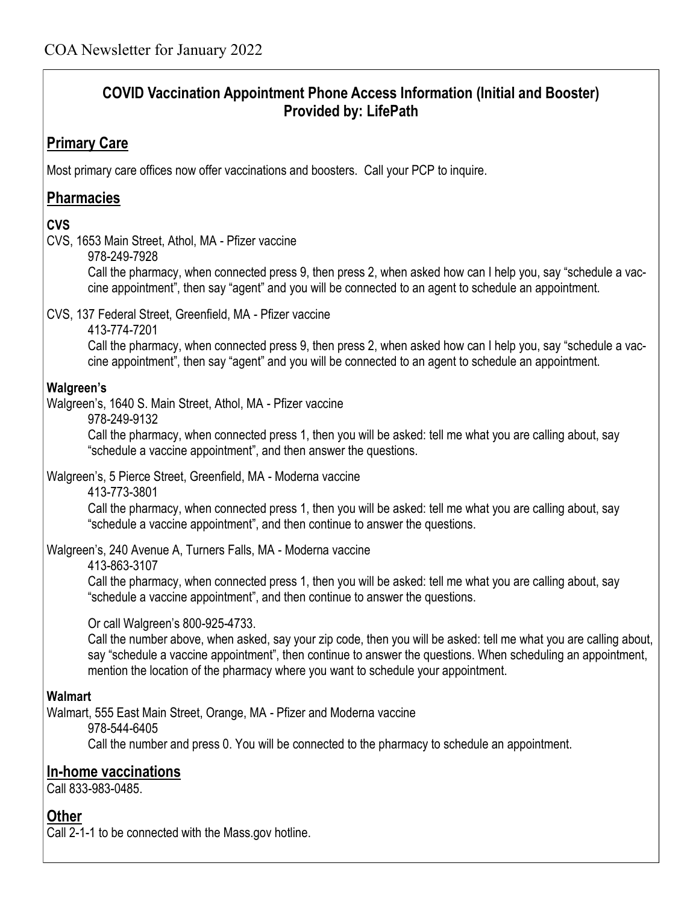## COVID Vaccination Appointment Phone Access Information (Initial and Booster) Provided by: LifePath

### Primary Care

Most primary care offices now offer vaccinations and boosters. Call your PCP to inquire.

### Pharmacies

**CVS**

CVS, 1653 Main Street, Athol, MA - Pfizer vaccine

978-249-7928

Call the pharmacy, when connected press 9, then press 2, when asked how can I help you, say "schedule a vaccine appointment", then say "agent" and you will be connected to an agent to schedule an appointment.

CVS, 137 Federal Street, Greenfield, MA - Pfizer vaccine

413-774-7201

Call the pharmacy, when connected press 9, then press 2, when asked how can I help you, say "schedule a vaccine appointment", then say "agent" and you will be connected to an agent to schedule an appointment.

**Walgreen's**

Walgreen's, 1640 S. Main Street, Athol, MA - Pfizer vaccine

978-249-9132

Call the pharmacy, when connected press 1, then you will be asked: tell me what you are calling about, say "schedule a vaccine appointment", and then answer the questions.

Walgreen's, 5 Pierce Street, Greenfield, MA - Moderna vaccine

413-773-3801

Call the pharmacy, when connected press 1, then you will be asked: tell me what you are calling about, say "schedule a vaccine appointment", and then continue to answer the questions.

Walgreen's, 240 Avenue A, Turners Falls, MA - Moderna vaccine

413-863-3107

Call the pharmacy, when connected press 1, then you will be asked: tell me what you are calling about, say "schedule a vaccine appointment", and then continue to answer the questions.

Or call Walgreen's 800-925-4733.

Call the number above, when asked, say your zip code, then you will be asked: tell me what you are calling about, say "schedule a vaccine appointment", then continue to answer the questions. When scheduling an appointment, mention the location of the pharmacy where you want to schedule your appointment.

**Walmart**

Walmart, 555 East Main Street, Orange, MA - Pfizer and Moderna vaccine

978-544-6405

Call the number and press 0. You will be connected to the pharmacy to schedule an appointment.

### In-home vaccinations

Call 833-983-0485.

### Other

Call 2-1-1 to be connected with the Mass.gov hotline.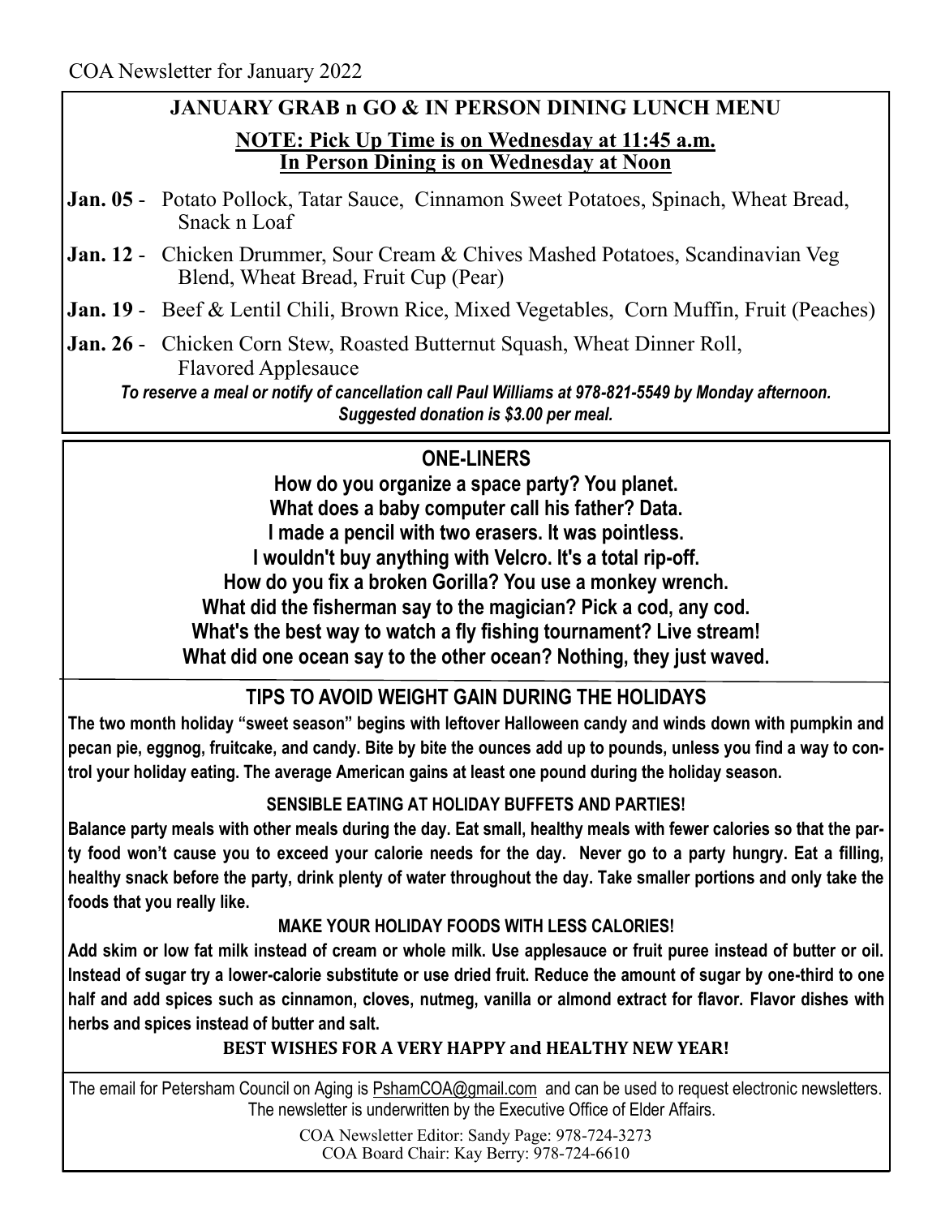COA Newsletter for January 2022

## JANUARY GRAB n GO & IN PERSON DINING LUNCH MENU

**NOTE: Pick Up Time is on Wednesday at 11:45 a.m.**
**In Person Dining is on Wednesday at Noon**

**Jan. 05** - Potato Pollock, Tatar Sauce, Cinnamon Sweet Potatoes, Spinach, Wheat Bread, Snack n Loaf

**Jan. 12** - Chicken Drummer, Sour Cream & Chives Mashed Potatoes, Scandinavian Veg Blend, Wheat Bread, Fruit Cup (Pear)

**Jan. 19** - Beef & Lentil Chili, Brown Rice, Mixed Vegetables, Corn Muffin, Fruit (Peaches)

**Jan. 26** - Chicken Corn Stew, Roasted Butternut Squash, Wheat Dinner Roll, Flavored Applesauce

***To reserve a meal or notify of cancellation call Paul Williams at 978-821-5549 by Monday afternoon.***
***Suggested donation is $3.00 per meal.***

## ONE-LINERS

**How do you organize a space party? You planet.**
**What does a baby computer call his father? Data.**
**I made a pencil with two erasers. It was pointless.**
**I wouldn't buy anything with Velcro. It's a total rip-off.**
**How do you fix a broken Gorilla? You use a monkey wrench.**
**What did the fisherman say to the magician? Pick a cod, any cod.**
**What's the best way to watch a fly fishing tournament? Live stream!**
**What did one ocean say to the other ocean? Nothing, they just waved.**

## TIPS TO AVOID WEIGHT GAIN DURING THE HOLIDAYS

**The two month holiday "sweet season" begins with leftover Halloween candy and winds down with pumpkin and pecan pie, eggnog, fruitcake, and candy. Bite by bite the ounces add up to pounds, unless you find a way to control your holiday eating. The average American gains at least one pound during the holiday season.**

### SENSIBLE EATING AT HOLIDAY BUFFETS AND PARTIES!

**Balance party meals with other meals during the day. Eat small, healthy meals with fewer calories so that the party food won't cause you to exceed your calorie needs for the day. Never go to a party hungry. Eat a filling, healthy snack before the party, drink plenty of water throughout the day. Take smaller portions and only take the foods that you really like.**

### MAKE YOUR HOLIDAY FOODS WITH LESS CALORIES!

**Add skim or low fat milk instead of cream or whole milk. Use applesauce or fruit puree instead of butter or oil. Instead of sugar try a lower-calorie substitute or use dried fruit. Reduce the amount of sugar by one-third to one half and add spices such as cinnamon, cloves, nutmeg, vanilla or almond extract for flavor. Flavor dishes with herbs and spices instead of butter and salt.**

**BEST WISHES FOR A VERY HAPPY and HEALTHY NEW YEAR!**

The email for Petersham Council on Aging is PshamCOA@gmail.com and can be used to request electronic newsletters. The newsletter is underwritten by the Executive Office of Elder Affairs.

COA Newsletter Editor: Sandy Page: 978-724-3273
COA Board Chair: Kay Berry: 978-724-6610